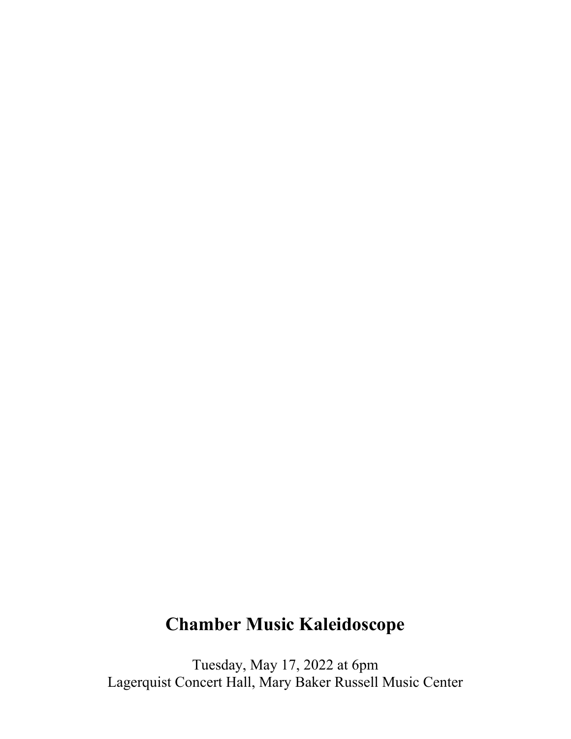# Chamber Music Kaleidoscope

Tuesday, May 17, 2022 at 6pm
Lagerquist Concert Hall, Mary Baker Russell Music Center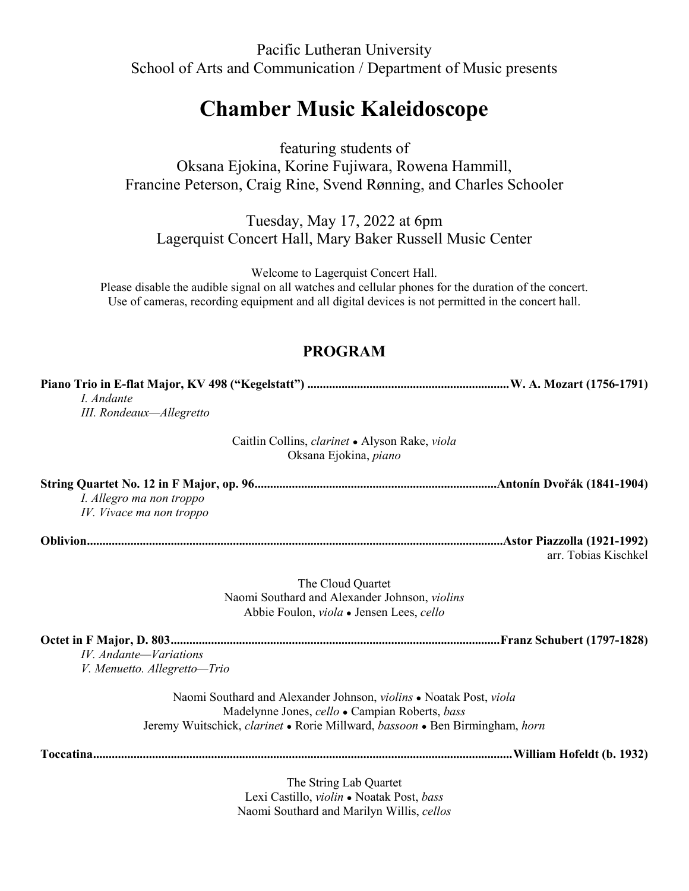Pacific Lutheran University
School of Arts and Communication / Department of Music presents

# Chamber Music Kaleidoscope

featuring students of
Oksana Ejokina, Korine Fujiwara, Rowena Hammill,
Francine Peterson, Craig Rine, Svend Rønning, and Charles Schooler

Tuesday, May 17, 2022 at 6pm
Lagerquist Concert Hall, Mary Baker Russell Music Center

Welcome to Lagerquist Concert Hall.
Please disable the audible signal on all watches and cellular phones for the duration of the concert.
Use of cameras, recording equipment and all digital devices is not permitted in the concert hall.

## PROGRAM

**Piano Trio in E-flat Major, KV 498 ("Kegelstatt") ................................................................W. A. Mozart (1756-1791)**
*I. Andante*
*III. Rondeaux—Allegretto*

Caitlin Collins, *clarinet* • Alyson Rake, *viola*
Oksana Ejokina, *piano*

**String Quartet No. 12 in F Major, op. 96..............................................................................Antonín Dvořák (1841-1904)**
*I. Allegro ma non troppo*
*IV. Vivace ma non troppo*

**Oblivion......................................................................................................................................Astor Piazzolla (1921-1992)**
arr. Tobias Kischkel

The Cloud Quartet
Naomi Southard and Alexander Johnson, *violins*
Abbie Foulon, *viola* • Jensen Lees, *cello*

**Octet in F Major, D. 803.........................................................................................................Franz Schubert (1797-1828)**
*IV. Andante—Variations*
*V. Menuetto. Allegretto—Trio*

Naomi Southard and Alexander Johnson, *violins* • Noatak Post, *viola*
Madelynne Jones, *cello* • Campian Roberts, *bass*
Jeremy Wuitschick, *clarinet* • Rorie Millward, *bassoon* • Ben Birmingham, *horn*

**Toccatina......................................................................................................................................William Hofeldt (b. 1932)**

The String Lab Quartet
Lexi Castillo, *violin* • Noatak Post, *bass*
Naomi Southard and Marilyn Willis, *cellos*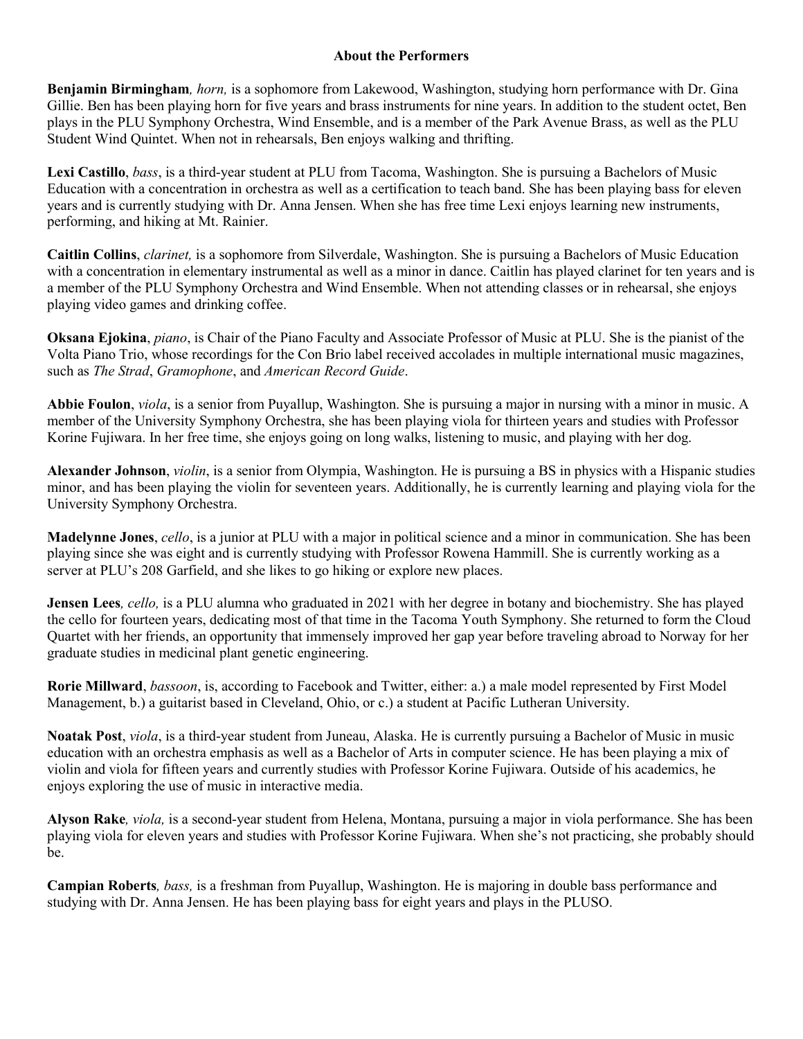## About the Performers

**Benjamin Birmingham***, horn,* is a sophomore from Lakewood, Washington, studying horn performance with Dr. Gina Gillie. Ben has been playing horn for five years and brass instruments for nine years. In addition to the student octet, Ben plays in the PLU Symphony Orchestra, Wind Ensemble, and is a member of the Park Avenue Brass, as well as the PLU Student Wind Quintet. When not in rehearsals, Ben enjoys walking and thrifting.

**Lexi Castillo**, *bass*, is a third-year student at PLU from Tacoma, Washington. She is pursuing a Bachelors of Music Education with a concentration in orchestra as well as a certification to teach band. She has been playing bass for eleven years and is currently studying with Dr. Anna Jensen. When she has free time Lexi enjoys learning new instruments, performing, and hiking at Mt. Rainier.

**Caitlin Collins**, *clarinet,* is a sophomore from Silverdale, Washington. She is pursuing a Bachelors of Music Education with a concentration in elementary instrumental as well as a minor in dance. Caitlin has played clarinet for ten years and is a member of the PLU Symphony Orchestra and Wind Ensemble. When not attending classes or in rehearsal, she enjoys playing video games and drinking coffee.

**Oksana Ejokina**, *piano*, is Chair of the Piano Faculty and Associate Professor of Music at PLU. She is the pianist of the Volta Piano Trio, whose recordings for the Con Brio label received accolades in multiple international music magazines, such as *The Strad*, *Gramophone*, and *American Record Guide*.

**Abbie Foulon**, *viola*, is a senior from Puyallup, Washington. She is pursuing a major in nursing with a minor in music. A member of the University Symphony Orchestra, she has been playing viola for thirteen years and studies with Professor Korine Fujiwara. In her free time, she enjoys going on long walks, listening to music, and playing with her dog.

**Alexander Johnson**, *violin*, is a senior from Olympia, Washington. He is pursuing a BS in physics with a Hispanic studies minor, and has been playing the violin for seventeen years. Additionally, he is currently learning and playing viola for the University Symphony Orchestra.

**Madelynne Jones**, *cello*, is a junior at PLU with a major in political science and a minor in communication. She has been playing since she was eight and is currently studying with Professor Rowena Hammill. She is currently working as a server at PLU's 208 Garfield, and she likes to go hiking or explore new places.

**Jensen Lees***, cello,* is a PLU alumna who graduated in 2021 with her degree in botany and biochemistry. She has played the cello for fourteen years, dedicating most of that time in the Tacoma Youth Symphony. She returned to form the Cloud Quartet with her friends, an opportunity that immensely improved her gap year before traveling abroad to Norway for her graduate studies in medicinal plant genetic engineering.

**Rorie Millward**, *bassoon*, is, according to Facebook and Twitter, either: a.) a male model represented by First Model Management, b.) a guitarist based in Cleveland, Ohio, or c.) a student at Pacific Lutheran University.

**Noatak Post**, *viola*, is a third-year student from Juneau, Alaska. He is currently pursuing a Bachelor of Music in music education with an orchestra emphasis as well as a Bachelor of Arts in computer science. He has been playing a mix of violin and viola for fifteen years and currently studies with Professor Korine Fujiwara. Outside of his academics, he enjoys exploring the use of music in interactive media.

**Alyson Rake***, viola,* is a second-year student from Helena, Montana, pursuing a major in viola performance. She has been playing viola for eleven years and studies with Professor Korine Fujiwara. When she's not practicing, she probably should be.

**Campian Roberts***, bass,* is a freshman from Puyallup, Washington. He is majoring in double bass performance and studying with Dr. Anna Jensen. He has been playing bass for eight years and plays in the PLUSO.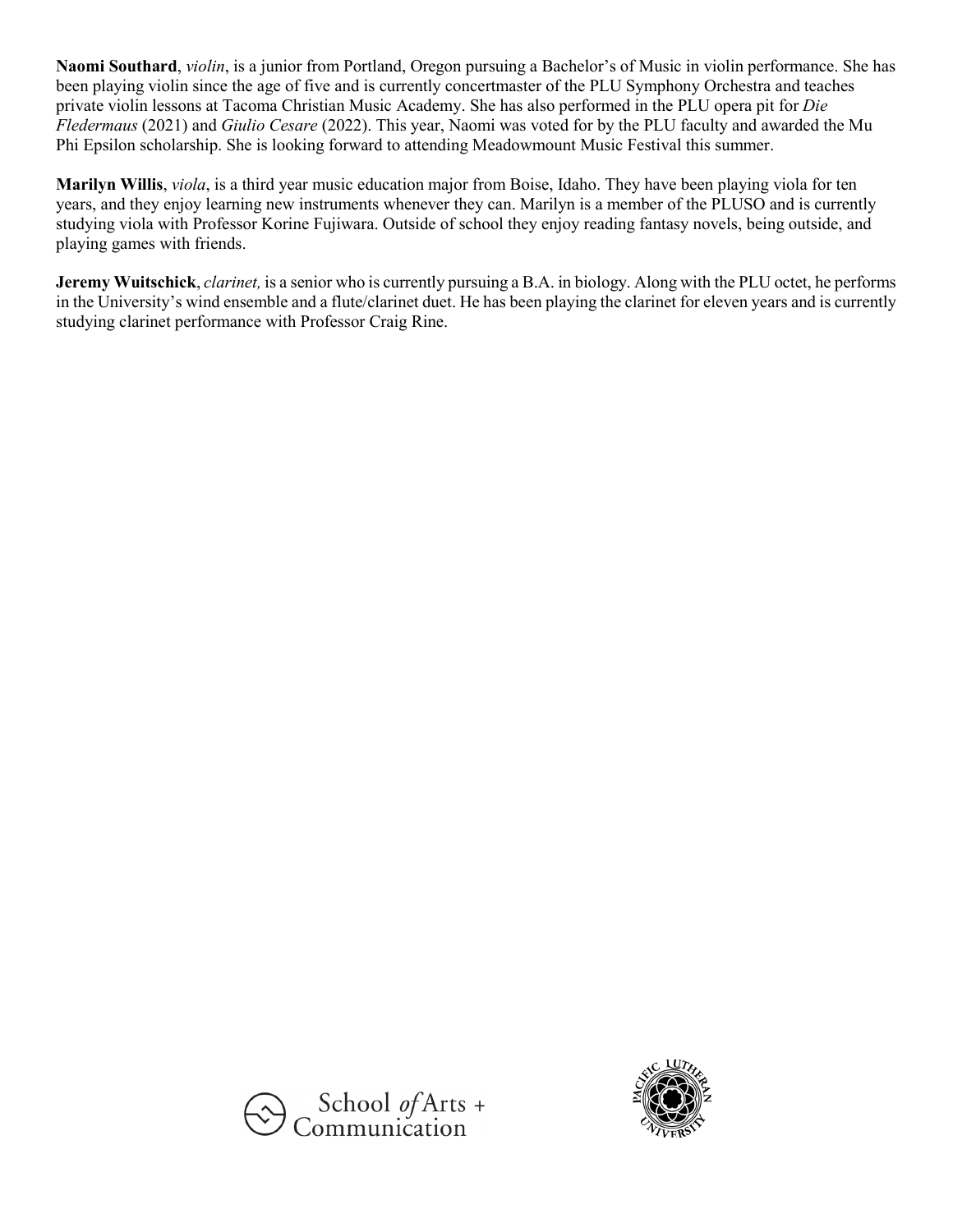**Naomi Southard**, *violin*, is a junior from Portland, Oregon pursuing a Bachelor's of Music in violin performance. She has been playing violin since the age of five and is currently concertmaster of the PLU Symphony Orchestra and teaches private violin lessons at Tacoma Christian Music Academy. She has also performed in the PLU opera pit for *Die Fledermaus* (2021) and *Giulio Cesare* (2022). This year, Naomi was voted for by the PLU faculty and awarded the Mu Phi Epsilon scholarship. She is looking forward to attending Meadowmount Music Festival this summer.

**Marilyn Willis**, *viola*, is a third year music education major from Boise, Idaho. They have been playing viola for ten years, and they enjoy learning new instruments whenever they can. Marilyn is a member of the PLUSO and is currently studying viola with Professor Korine Fujiwara. Outside of school they enjoy reading fantasy novels, being outside, and playing games with friends.

**Jeremy Wuitschick**, *clarinet,* is a senior who is currently pursuing a B.A. in biology. Along with the PLU octet, he performs in the University's wind ensemble and a flute/clarinet duet. He has been playing the clarinet for eleven years and is currently studying clarinet performance with Professor Craig Rine.

School *of* Arts + Communication

Pacific Lutheran University